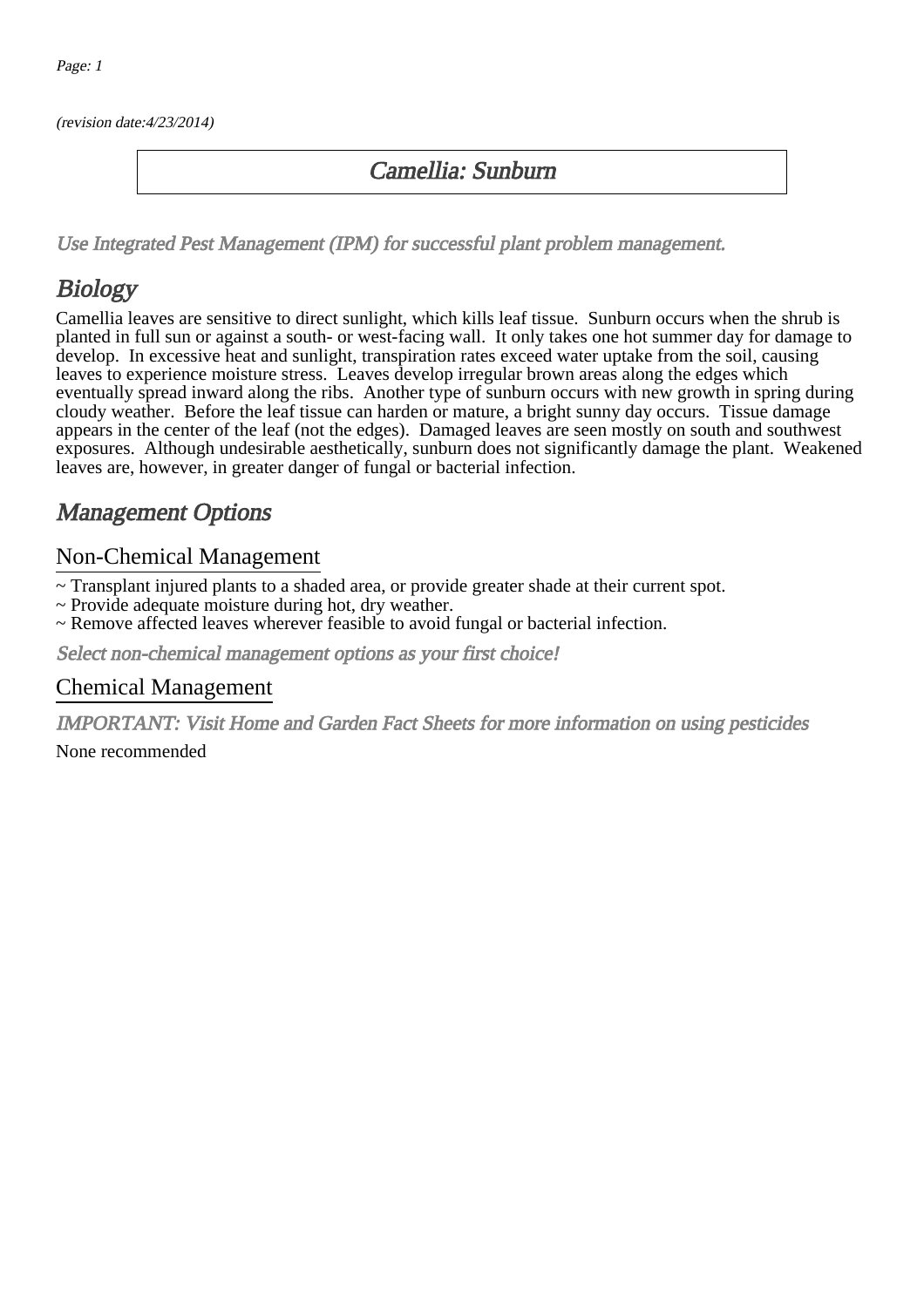(revision date:4/23/2014)

# Camellia: Sunburn

*Use Integrated Pest Management (IPM) for successful plant problem management.*

## Biology

Camellia leaves are sensitive to direct sunlight, which kills leaf tissue. Sunburn occurs when the shrub is planted in full sun or against a south- or west-facing wall. It only takes one hot summer day for damage to develop. In excessive heat and sunlight, transpiration rates exceed water uptake from the soil, causing leaves to experience moisture stress. Leaves develop irregular brown areas along the edges which eventually spread inward along the ribs. Another type of sunburn occurs with new growth in spring during cloudy weather. Before the leaf tissue can harden or mature, a bright sunny day occurs. Tissue damage appears in the center of the leaf (not the edges). Damaged leaves are seen mostly on south and southwest exposures. Although undesirable aesthetically, sunburn does not significantly damage the plant. Weakened leaves are, however, in greater danger of fungal or bacterial infection.

## Management Options

### Non-Chemical Management

~ Transplant injured plants to a shaded area, or provide greater shade at their current spot.
~ Provide adequate moisture during hot, dry weather.
~ Remove affected leaves wherever feasible to avoid fungal or bacterial infection.

*Select non-chemical management options as your first choice!*

### Chemical Management

*IMPORTANT: Visit Home and Garden Fact Sheets for more information on using pesticides*

None recommended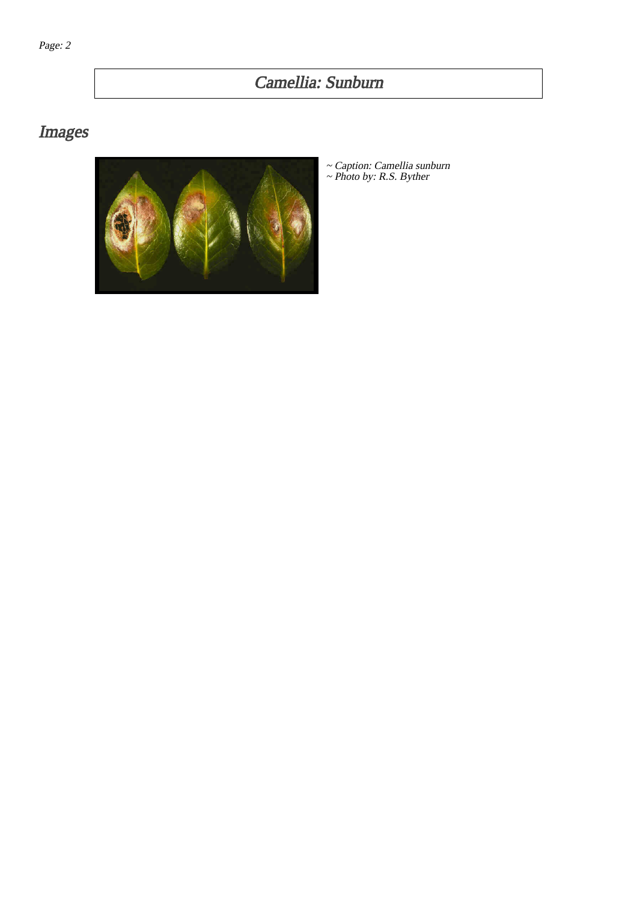# Camellia: Sunburn

## Images

~ Caption: Camellia sunburn
~ Photo by: R.S. Byther